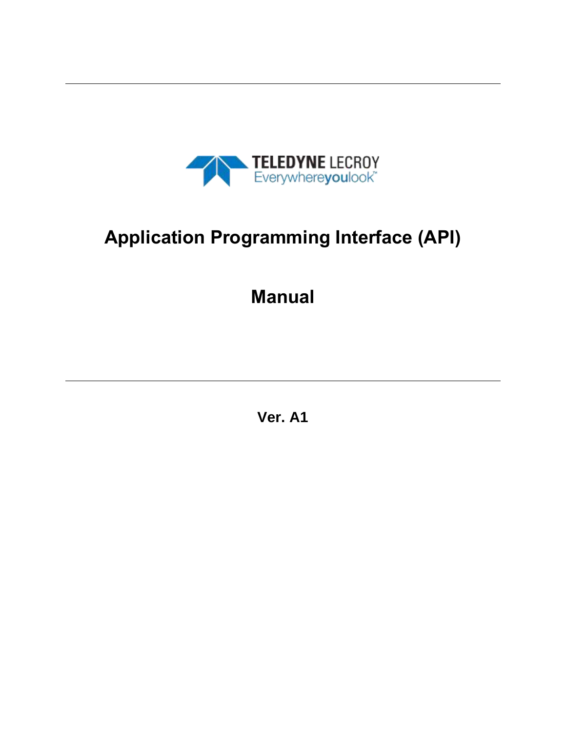TELEDYNE LECROY
Everywhereyoulook™

# Application Programming Interface (API)

# Manual

**Ver. A1**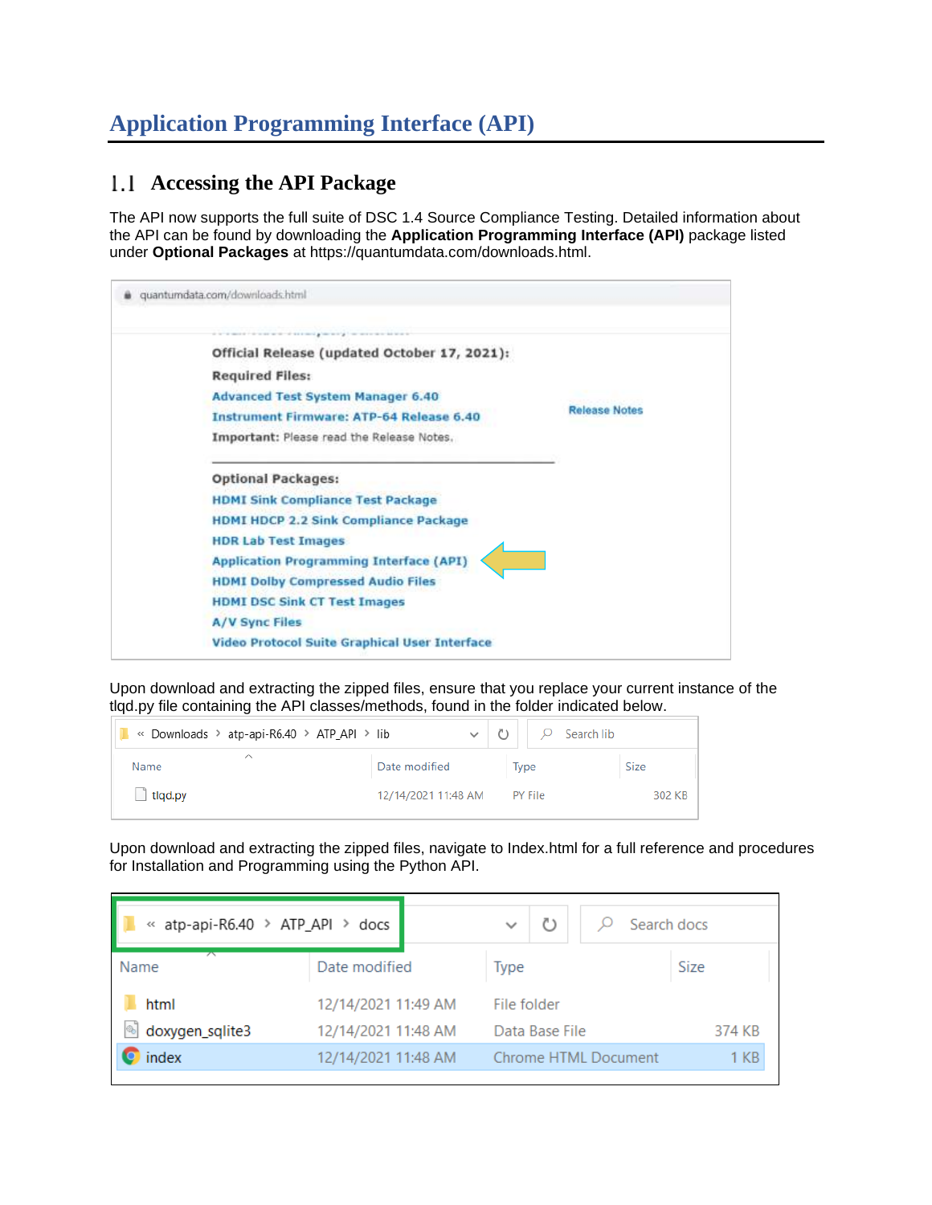# Application Programming Interface (API)

## 1.1 Accessing the API Package

The API now supports the full suite of DSC 1.4 Source Compliance Testing. Detailed information about the API can be found by downloading the **Application Programming Interface (API)** package listed under **Optional Packages** at https://quantumdata.com/downloads.html.

Upon download and extracting the zipped files, ensure that you replace your current instance of the tlqd.py file containing the API classes/methods, found in the folder indicated below.

Upon download and extracting the zipped files, navigate to Index.html for a full reference and procedures for Installation and Programming using the Python API.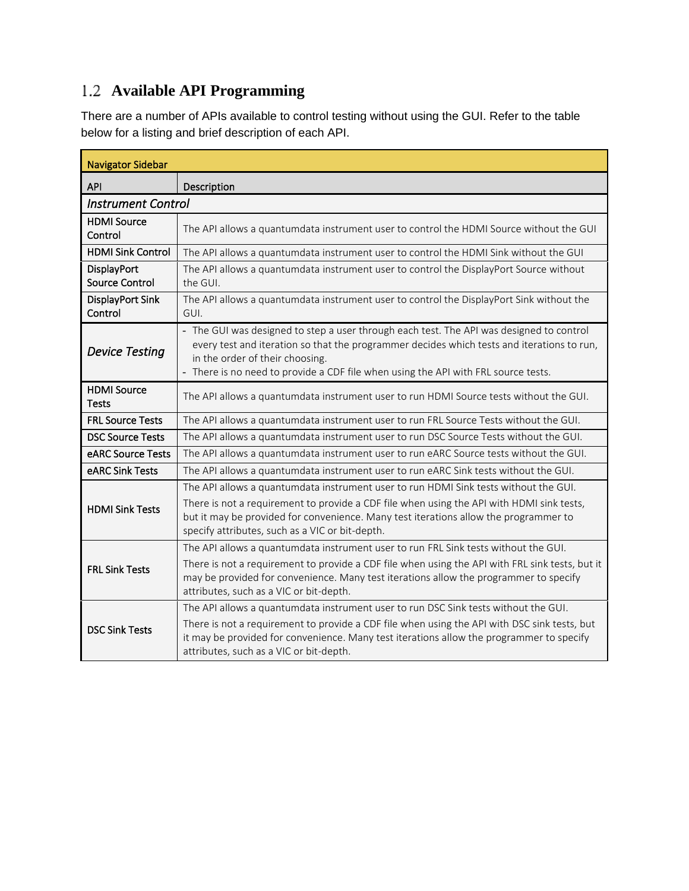## 1.2 Available API Programming

There are a number of APIs available to control testing without using the GUI. Refer to the table below for a listing and brief description of each API.

| Navigator Sidebar | |
|---|---|
| API | Description |
| *Instrument Control* | |
| HDMI Source Control | The API allows a quantumdata instrument user to control the HDMI Source without the GUI |
| HDMI Sink Control | The API allows a quantumdata instrument user to control the HDMI Sink without the GUI |
| DisplayPort Source Control | The API allows a quantumdata instrument user to control the DisplayPort Source without the GUI. |
| DisplayPort Sink Control | The API allows a quantumdata instrument user to control the DisplayPort Sink without the GUI. |
| *Device Testing* | - The GUI was designed to step a user through each test. The API was designed to control every test and iteration so that the programmer decides which tests and iterations to run, in the order of their choosing.<br>- There is no need to provide a CDF file when using the API with FRL source tests. |
| HDMI Source Tests | The API allows a quantumdata instrument user to run HDMI Source tests without the GUI. |
| FRL Source Tests | The API allows a quantumdata instrument user to run FRL Source Tests without the GUI. |
| DSC Source Tests | The API allows a quantumdata instrument user to run DSC Source Tests without the GUI. |
| eARC Source Tests | The API allows a quantumdata instrument user to run eARC Source tests without the GUI. |
| eARC Sink Tests | The API allows a quantumdata instrument user to run eARC Sink tests without the GUI. |
| HDMI Sink Tests | The API allows a quantumdata instrument user to run HDMI Sink tests without the GUI.<br>There is not a requirement to provide a CDF file when using the API with HDMI sink tests, but it may be provided for convenience. Many test iterations allow the programmer to specify attributes, such as a VIC or bit-depth. |
| FRL Sink Tests | The API allows a quantumdata instrument user to run FRL Sink tests without the GUI.<br>There is not a requirement to provide a CDF file when using the API with FRL sink tests, but it may be provided for convenience. Many test iterations allow the programmer to specify attributes, such as a VIC or bit-depth. |
| DSC Sink Tests | The API allows a quantumdata instrument user to run DSC Sink tests without the GUI.<br>There is not a requirement to provide a CDF file when using the API with DSC sink tests, but it may be provided for convenience. Many test iterations allow the programmer to specify attributes, such as a VIC or bit-depth. |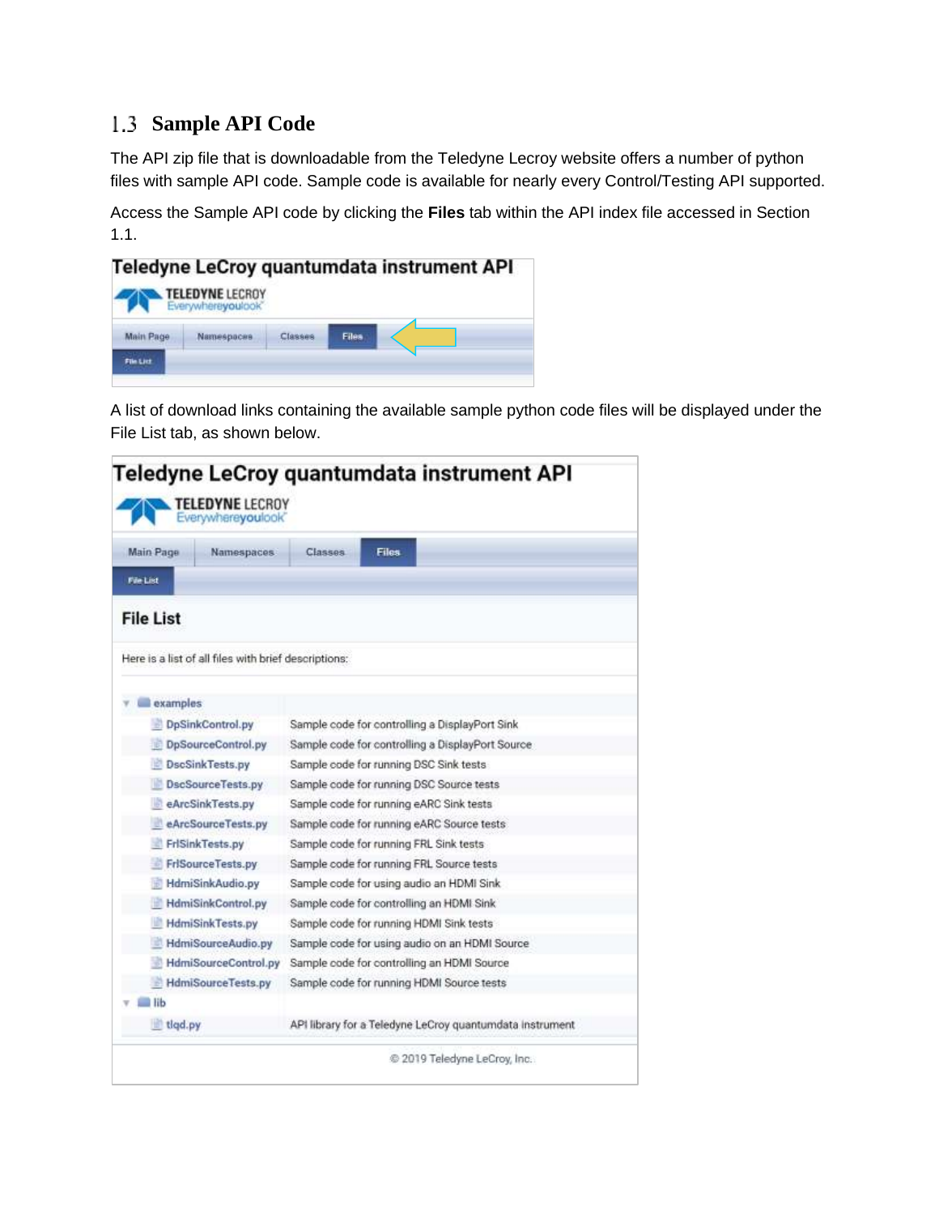## 1.3 Sample API Code

The API zip file that is downloadable from the Teledyne Lecroy website offers a number of python files with sample API code. Sample code is available for nearly every Control/Testing API supported.

Access the Sample API code by clicking the **Files** tab within the API index file accessed in Section 1.1.

Teledyne LeCroy quantumdata instrument API

Main Page | Namespaces | Classes | Files

File List

A list of download links containing the available sample python code files will be displayed under the File List tab, as shown below.

Teledyne LeCroy quantumdata instrument API

Main Page | Namespaces | Classes | Files

File List

### File List

Here is a list of all files with brief descriptions:

| | |
|---|---|
| examples | |
| DpSinkControl.py | Sample code for controlling a DisplayPort Sink |
| DpSourceControl.py | Sample code for controlling a DisplayPort Source |
| DscSinkTests.py | Sample code for running DSC Sink tests |
| DscSourceTests.py | Sample code for running DSC Source tests |
| eArcSinkTests.py | Sample code for running eARC Sink tests |
| eArcSourceTests.py | Sample code for running eARC Source tests |
| FrlSinkTests.py | Sample code for running FRL Sink tests |
| FrlSourceTests.py | Sample code for running FRL Source tests |
| HdmiSinkAudio.py | Sample code for using audio an HDMI Sink |
| HdmiSinkControl.py | Sample code for controlling an HDMI Sink |
| HdmiSinkTests.py | Sample code for running HDMI Sink tests |
| HdmiSourceAudio.py | Sample code for using audio on an HDMI Source |
| HdmiSourceControl.py | Sample code for controlling an HDMI Source |
| HdmiSourceTests.py | Sample code for running HDMI Source tests |
| lib | |
| tlqd.py | API library for a Teledyne LeCroy quantumdata instrument |

© 2019 Teledyne LeCroy, Inc.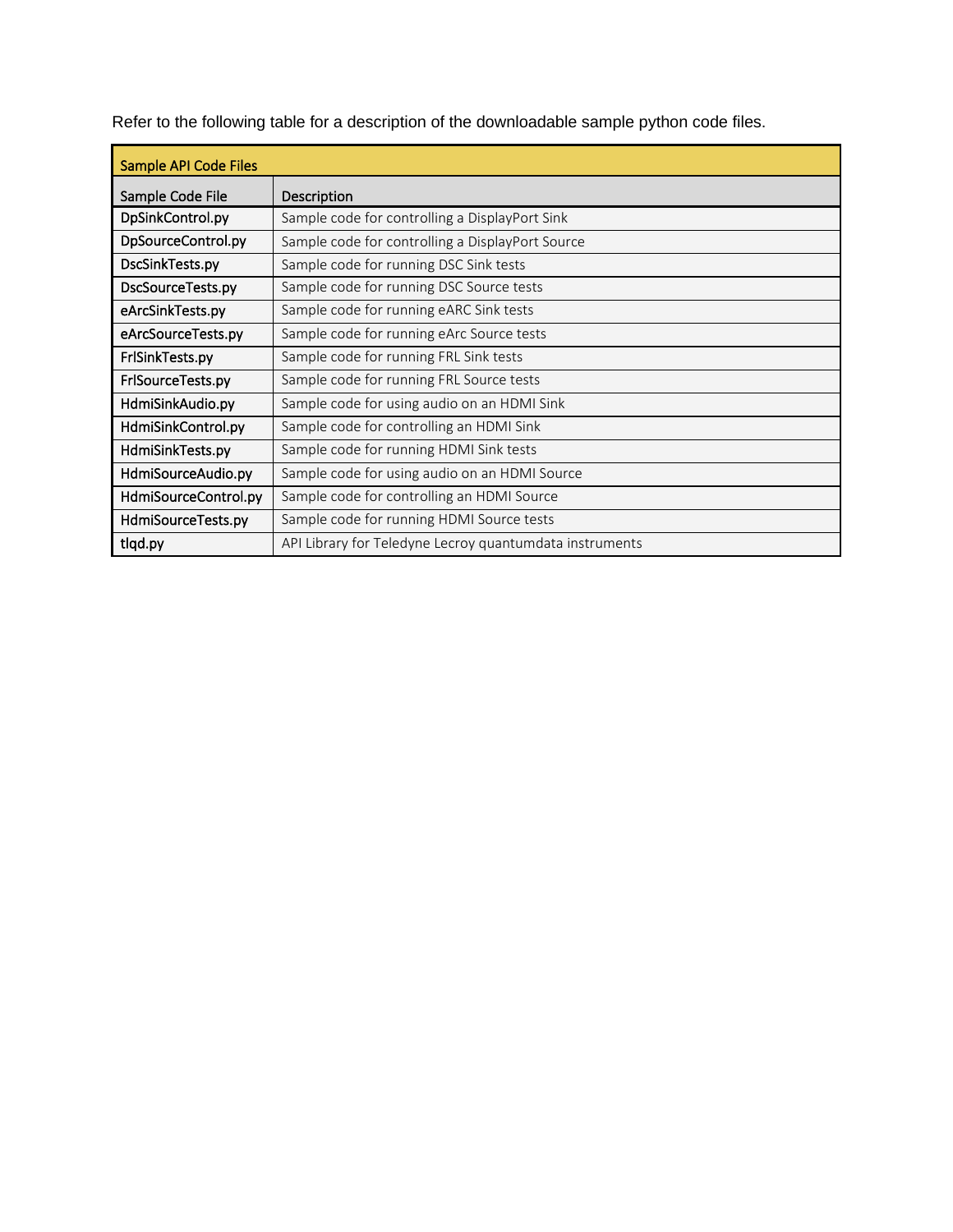Refer to the following table for a description of the downloadable sample python code files.

| Sample API Code Files | |
|---|---|
| **Sample Code File** | **Description** |
| DpSinkControl.py | Sample code for controlling a DisplayPort Sink |
| DpSourceControl.py | Sample code for controlling a DisplayPort Source |
| DscSinkTests.py | Sample code for running DSC Sink tests |
| DscSourceTests.py | Sample code for running DSC Source tests |
| eArcSinkTests.py | Sample code for running eARC Sink tests |
| eArcSourceTests.py | Sample code for running eArc Source tests |
| FrlSinkTests.py | Sample code for running FRL Sink tests |
| FrlSourceTests.py | Sample code for running FRL Source tests |
| HdmiSinkAudio.py | Sample code for using audio on an HDMI Sink |
| HdmiSinkControl.py | Sample code for controlling an HDMI Sink |
| HdmiSinkTests.py | Sample code for running HDMI Sink tests |
| HdmiSourceAudio.py | Sample code for using audio on an HDMI Source |
| HdmiSourceControl.py | Sample code for controlling an HDMI Source |
| HdmiSourceTests.py | Sample code for running HDMI Source tests |
| tlqd.py | API Library for Teledyne Lecroy quantumdata instruments |